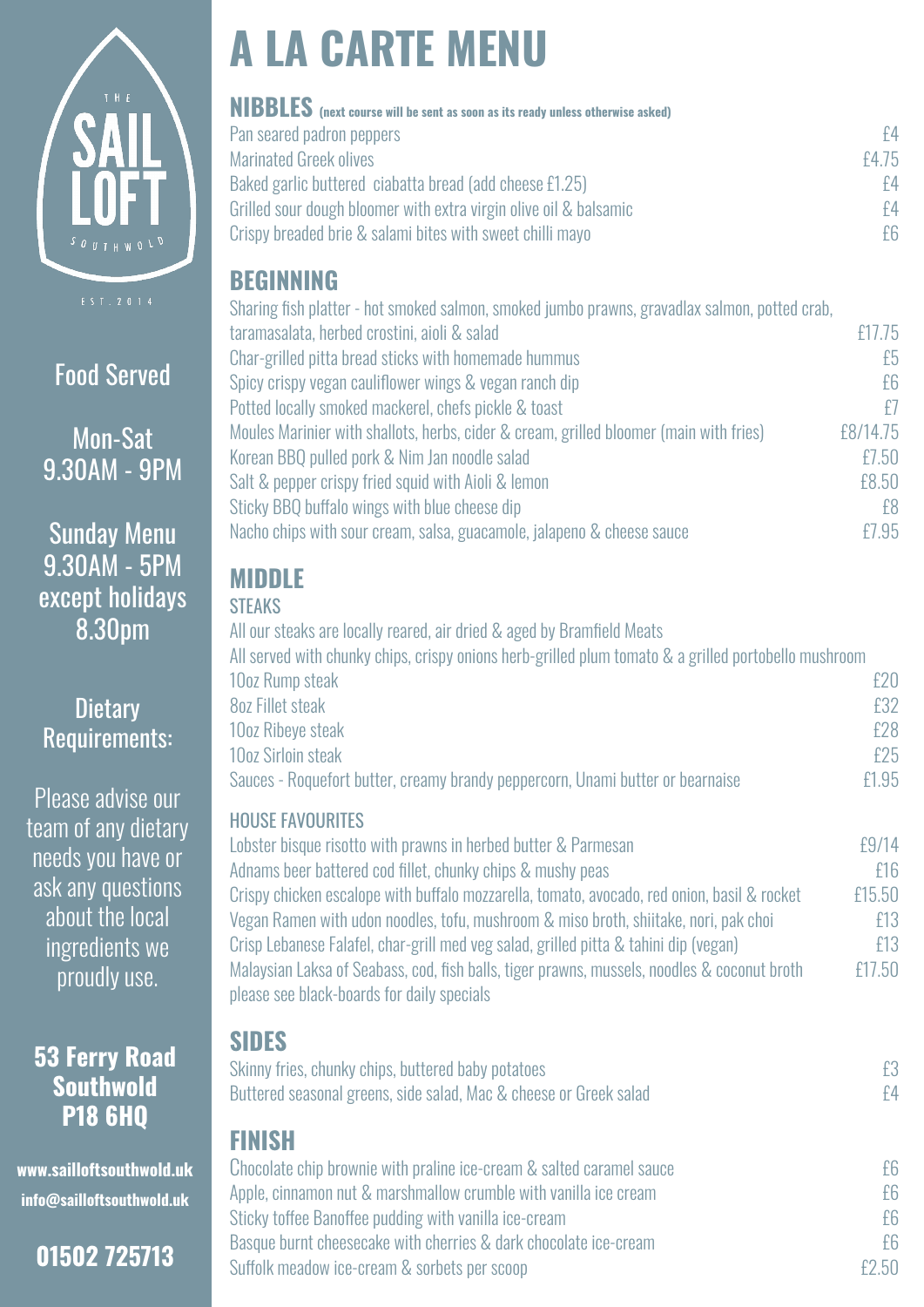THE SAIL LOFT SOUTHWOLD

EST. 2014

Food Served

Mon-Sat
9.30AM - 9PM

Sunday Menu
9.30AM - 5PM
except holidays
8.30pm

Dietary Requirements:

Please advise our team of any dietary needs you have or ask any questions about the local ingredients we proudly use.

**53 Ferry Road**
**Southwold**
**P18 6HQ**

**www.sailloftsouthwold.uk**
**info@sailloftsouthwold.uk**

**01502 725713**

# A LA CARTE MENU

## NIBBLES (next course will be sent as soon as its ready unless otherwise asked)

| | |
|---|---|
| Pan seared padron peppers | £4 |
| Marinated Greek olives | £4.75 |
| Baked garlic buttered ciabatta bread (add cheese £1.25) | £4 |
| Grilled sour dough bloomer with extra virgin olive oil & balsamic | £4 |
| Crispy breaded brie & salami bites with sweet chilli mayo | £6 |

## BEGINNING

| | |
|---|---|
| Sharing fish platter - hot smoked salmon, smoked jumbo prawns, gravadlax salmon, potted crab, taramasalata, herbed crostini, aioli & salad | £17.75 |
| Char-grilled pitta bread sticks with homemade hummus | £5 |
| Spicy crispy vegan cauliflower wings & vegan ranch dip | £6 |
| Potted locally smoked mackerel, chefs pickle & toast | £7 |
| Moules Marinier with shallots, herbs, cider & cream, grilled bloomer (main with fries) | £8/14.75 |
| Korean BBQ pulled pork & Nim Jan noodle salad | £7.50 |
| Salt & pepper crispy fried squid with Aioli & lemon | £8.50 |
| Sticky BBQ buffalo wings with blue cheese dip | £8 |
| Nacho chips with sour cream, salsa, guacamole, jalapeno & cheese sauce | £7.95 |

## MIDDLE

### STEAKS

All our steaks are locally reared, air dried & aged by Bramfield Meats

All served with chunky chips, crispy onions herb-grilled plum tomato & a grilled portobello mushroom

| | |
|---|---|
| 10oz Rump steak | £20 |
| 8oz Fillet steak | £32 |
| 10oz Ribeye steak | £28 |
| 10oz Sirloin steak | £25 |
| Sauces - Roquefort butter, creamy brandy peppercorn, Unami butter or bearnaise | £1.95 |

### HOUSE FAVOURITES

| | |
|---|---|
| Lobster bisque risotto with prawns in herbed butter & Parmesan | £9/14 |
| Adnams beer battered cod fillet, chunky chips & mushy peas | £16 |
| Crispy chicken escalope with buffalo mozzarella, tomato, avocado, red onion, basil & rocket | £15.50 |
| Vegan Ramen with udon noodles, tofu, mushroom & miso broth, shiitake, nori, pak choi | £13 |
| Crisp Lebanese Falafel, char-grill med veg salad, grilled pitta & tahini dip (vegan) | £13 |
| Malaysian Laksa of Seabass, cod, fish balls, tiger prawns, mussels, noodles & coconut broth | £17.50 |

please see black-boards for daily specials

## SIDES

| | |
|---|---|
| Skinny fries, chunky chips, buttered baby potatoes | £3 |
| Buttered seasonal greens, side salad, Mac & cheese or Greek salad | £4 |

## FINISH

| | |
|---|---|
| Chocolate chip brownie with praline ice-cream & salted caramel sauce | £6 |
| Apple, cinnamon nut & marshmallow crumble with vanilla ice cream | £6 |
| Sticky toffee Banoffee pudding with vanilla ice-cream | £6 |
| Basque burnt cheesecake with cherries & dark chocolate ice-cream | £6 |
| Suffolk meadow ice-cream & sorbets per scoop | £2.50 |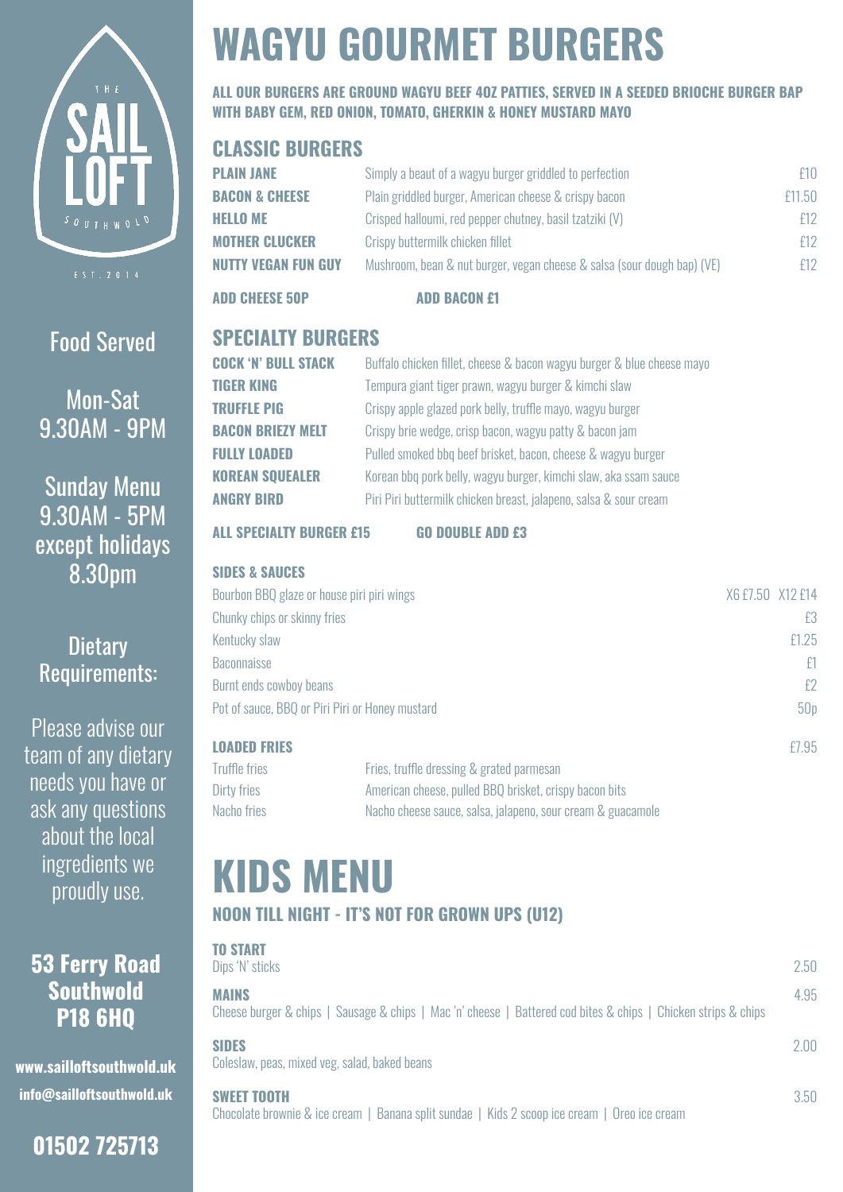THE

SAIL LOFT

SOUTHWOLD

EST. 2014

## Food Served

Mon-Sat
9.30AM - 9PM

Sunday Menu
9.30AM - 5PM
except holidays
8.30pm

## Dietary Requirements:

Please advise our team of any dietary needs you have or ask any questions about the local ingredients we proudly use.

**53 Ferry Road**
**Southwold**
**P18 6HQ**

**www.sailloftsouthwold.uk**
**info@sailloftsouthwold.uk**

**01502 725713**

# WAGYU GOURMET BURGERS

**ALL OUR BURGERS ARE GROUND WAGYU BEEF 4OZ PATTIES, SERVED IN A SEEDED BRIOCHE BURGER BAP WITH BABY GEM, RED ONION, TOMATO, GHERKIN & HONEY MUSTARD MAYO**

## CLASSIC BURGERS

| | | |
|---|---|---|
| **PLAIN JANE** | Simply a beaut of a wagyu burger griddled to perfection | £10 |
| **BACON & CHEESE** | Plain griddled burger, American cheese & crispy bacon | £11.50 |
| **HELLO ME** | Crisped halloumi, red pepper chutney, basil tzatziki (V) | £12 |
| **MOTHER CLUCKER** | Crispy buttermilk chicken fillet | £12 |
| **NUTTY VEGAN FUN GUY** | Mushroom, bean & nut burger, vegan cheese & salsa (sour dough bap) (VE) | £12 |

**ADD CHEESE 50P** **ADD BACON £1**

## SPECIALTY BURGERS

| | |
|---|---|
| **COCK 'N' BULL STACK** | Buffalo chicken fillet, cheese & bacon wagyu burger & blue cheese mayo |
| **TIGER KING** | Tempura giant tiger prawn, wagyu burger & kimchi slaw |
| **TRUFFLE PIG** | Crispy apple glazed pork belly, truffle mayo, wagyu burger |
| **BACON BRIEZY MELT** | Crispy brie wedge, crisp bacon, wagyu patty & bacon jam |
| **FULLY LOADED** | Pulled smoked bbq beef brisket, bacon, cheese & wagyu burger |
| **KOREAN SQUEALER** | Korean bbq pork belly, wagyu burger, kimchi slaw, aka ssam sauce |
| **ANGRY BIRD** | Piri Piri buttermilk chicken breast, jalapeno, salsa & sour cream |

**ALL SPECIALTY BURGER £15** **GO DOUBLE ADD £3**

### SIDES & SAUCES

| | |
|---|---|
| Bourbon BBQ glaze or house piri piri wings | X6 £7.50 X12 £14 |
| Chunky chips or skinny fries | £3 |
| Kentucky slaw | £1.25 |
| Baconnaisse | £1 |
| Burnt ends cowboy beans | £2 |
| Pot of sauce, BBQ or Piri Piri or Honey mustard | 50p |

### LOADED FRIES £7.95

| | |
|---|---|
| Truffle fries | Fries, truffle dressing & grated parmesan |
| Dirty fries | American cheese, pulled BBQ brisket, crispy bacon bits |
| Nacho fries | Nacho cheese sauce, salsa, jalapeno, sour cream & guacamole |

# KIDS MENU

**NOON TILL NIGHT - IT'S NOT FOR GROWN UPS (U12)**

**TO START** 2.50
Dips 'N' sticks

**MAINS** 4.95
Cheese burger & chips | Sausage & chips | Mac 'n' cheese | Battered cod bites & chips | Chicken strips & chips

**SIDES** 2.00
Coleslaw, peas, mixed veg, salad, baked beans

**SWEET TOOTH** 3.50
Chocolate brownie & ice cream | Banana split sundae | Kids 2 scoop ice cream | Oreo ice cream